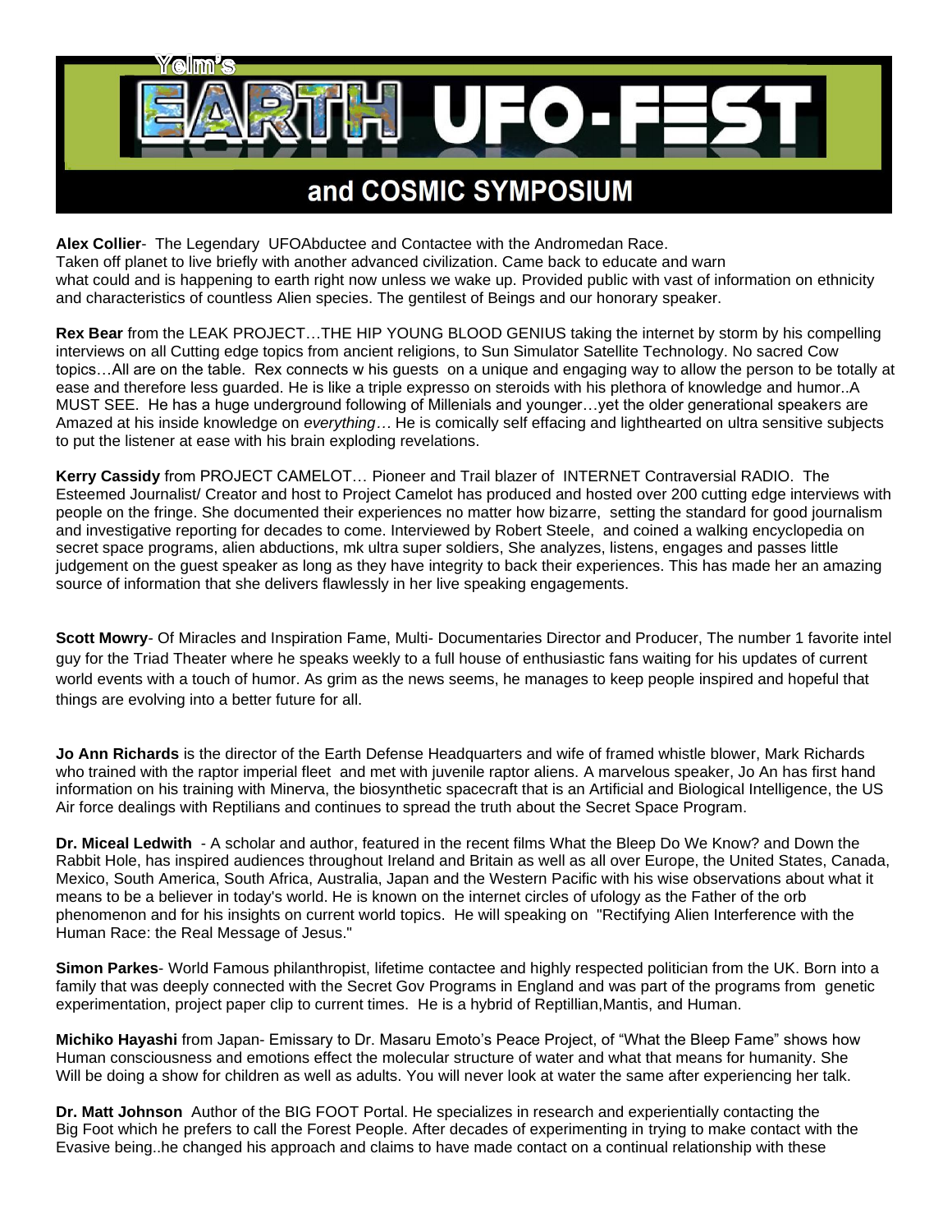# Yelm's EARTH UFO-FEST

## and COSMIC SYMPOSIUM

**Alex Collier**- The Legendary UFOAbductee and Contactee with the Andromedan Race. Taken off planet to live briefly with another advanced civilization. Came back to educate and warn what could and is happening to earth right now unless we wake up. Provided public with vast of information on ethnicity and characteristics of countless Alien species. The gentilest of Beings and our honorary speaker.

**Rex Bear** from the LEAK PROJECT…THE HIP YOUNG BLOOD GENIUS taking the internet by storm by his compelling interviews on all Cutting edge topics from ancient religions, to Sun Simulator Satellite Technology. No sacred Cow topics…All are on the table. Rex connects w his guests on a unique and engaging way to allow the person to be totally at ease and therefore less guarded. He is like a triple expresso on steroids with his plethora of knowledge and humor..A MUST SEE. He has a huge underground following of Millenials and younger…yet the older generational speakers are Amazed at his inside knowledge on *everything…* He is comically self effacing and lighthearted on ultra sensitive subjects to put the listener at ease with his brain exploding revelations.

**Kerry Cassidy** from PROJECT CAMELOT… Pioneer and Trail blazer of INTERNET Contraversial RADIO. The Esteemed Journalist/ Creator and host to Project Camelot has produced and hosted over 200 cutting edge interviews with people on the fringe. She documented their experiences no matter how bizarre, setting the standard for good journalism and investigative reporting for decades to come. Interviewed by Robert Steele, and coined a walking encyclopedia on secret space programs, alien abductions, mk ultra super soldiers, She analyzes, listens, engages and passes little judgement on the guest speaker as long as they have integrity to back their experiences. This has made her an amazing source of information that she delivers flawlessly in her live speaking engagements.

**Scott Mowry**- Of Miracles and Inspiration Fame, Multi- Documentaries Director and Producer, The number 1 favorite intel guy for the Triad Theater where he speaks weekly to a full house of enthusiastic fans waiting for his updates of current world events with a touch of humor. As grim as the news seems, he manages to keep people inspired and hopeful that things are evolving into a better future for all.

**Jo Ann Richards** is the director of the Earth Defense Headquarters and wife of framed whistle blower, Mark Richards who trained with the raptor imperial fleet and met with juvenile raptor aliens. A marvelous speaker, Jo An has first hand information on his training with Minerva, the biosynthetic spacecraft that is an Artificial and Biological Intelligence, the US Air force dealings with Reptilians and continues to spread the truth about the Secret Space Program.

**Dr. Miceal Ledwith** - A scholar and author, featured in the recent films What the Bleep Do We Know? and Down the Rabbit Hole, has inspired audiences throughout Ireland and Britain as well as all over Europe, the United States, Canada, Mexico, South America, South Africa, Australia, Japan and the Western Pacific with his wise observations about what it means to be a believer in today's world. He is known on the internet circles of ufology as the Father of the orb phenomenon and for his insights on current world topics. He will speaking on "Rectifying Alien Interference with the Human Race: the Real Message of Jesus."

**Simon Parkes**- World Famous philanthropist, lifetime contactee and highly respected politician from the UK. Born into a family that was deeply connected with the Secret Gov Programs in England and was part of the programs from genetic experimentation, project paper clip to current times. He is a hybrid of Reptillian,Mantis, and Human.

**Michiko Hayashi** from Japan- Emissary to Dr. Masaru Emoto's Peace Project, of "What the Bleep Fame" shows how Human consciousness and emotions effect the molecular structure of water and what that means for humanity. She Will be doing a show for children as well as adults. You will never look at water the same after experiencing her talk.

**Dr. Matt Johnson** Author of the BIG FOOT Portal. He specializes in research and experientially contacting the Big Foot which he prefers to call the Forest People. After decades of experimenting in trying to make contact with the Evasive being..he changed his approach and claims to have made contact on a continual relationship with these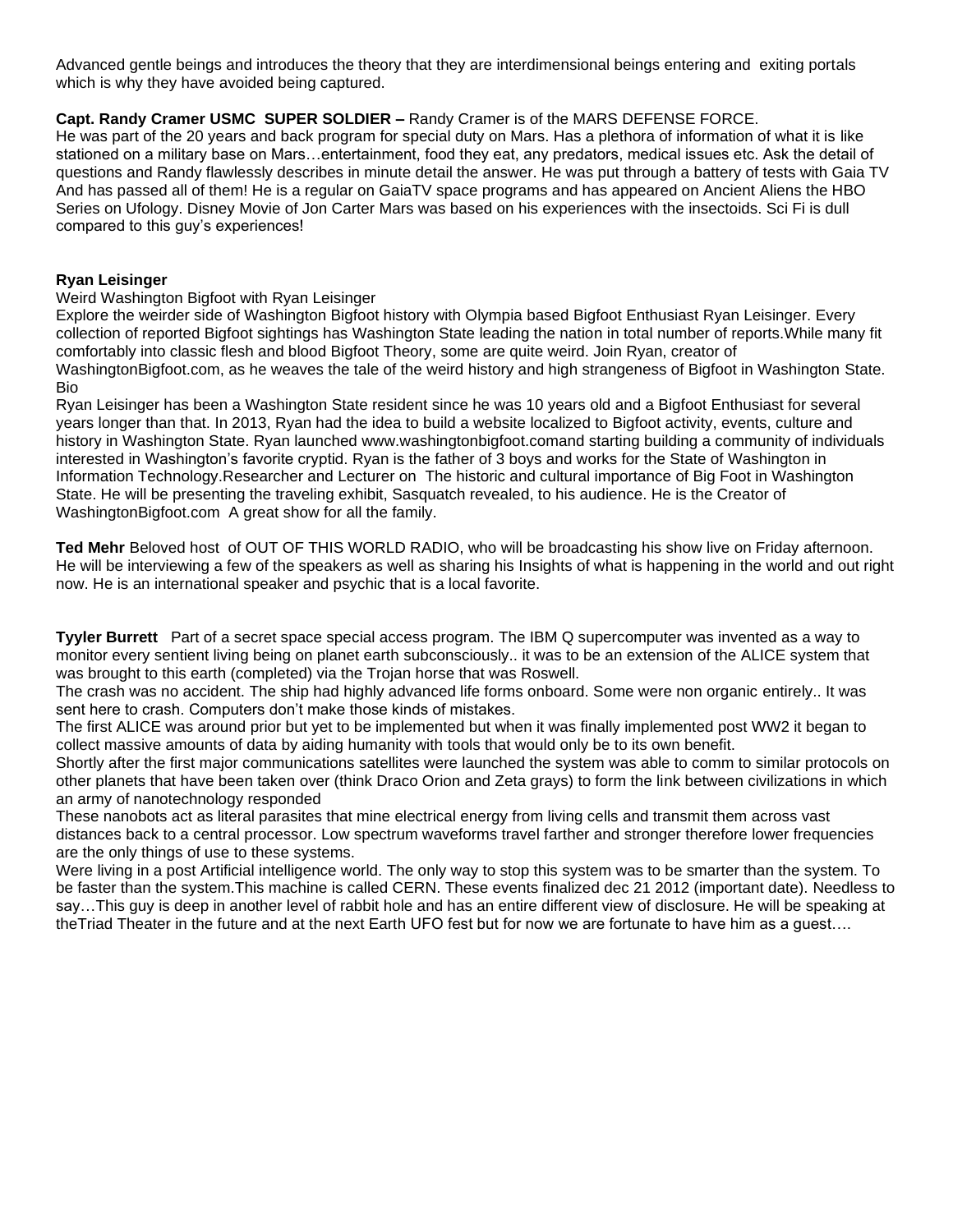Advanced gentle beings and introduces the theory that they are interdimensional beings entering and exiting portals which is why they have avoided being captured.

**Capt. Randy Cramer USMC SUPER SOLDIER –** Randy Cramer is of the MARS DEFENSE FORCE.
He was part of the 20 years and back program for special duty on Mars. Has a plethora of information of what it is like stationed on a military base on Mars…entertainment, food they eat, any predators, medical issues etc. Ask the detail of questions and Randy flawlessly describes in minute detail the answer. He was put through a battery of tests with Gaia TV And has passed all of them! He is a regular on GaiaTV space programs and has appeared on Ancient Aliens the HBO Series on Ufology. Disney Movie of Jon Carter Mars was based on his experiences with the insectoids. Sci Fi is dull compared to this guy's experiences!

**Ryan Leisinger**
Weird Washington Bigfoot with Ryan Leisinger
Explore the weirder side of Washington Bigfoot history with Olympia based Bigfoot Enthusiast Ryan Leisinger. Every collection of reported Bigfoot sightings has Washington State leading the nation in total number of reports.While many fit comfortably into classic flesh and blood Bigfoot Theory, some are quite weird. Join Ryan, creator of WashingtonBigfoot.com, as he weaves the tale of the weird history and high strangeness of Bigfoot in Washington State.
Bio
Ryan Leisinger has been a Washington State resident since he was 10 years old and a Bigfoot Enthusiast for several years longer than that. In 2013, Ryan had the idea to build a website localized to Bigfoot activity, events, culture and history in Washington State. Ryan launched www.washingtonbigfoot.comand starting building a community of individuals interested in Washington's favorite cryptid. Ryan is the father of 3 boys and works for the State of Washington in Information Technology.Researcher and Lecturer on The historic and cultural importance of Big Foot in Washington State. He will be presenting the traveling exhibit, Sasquatch revealed, to his audience. He is the Creator of WashingtonBigfoot.com A great show for all the family.

**Ted Mehr** Beloved host of OUT OF THIS WORLD RADIO, who will be broadcasting his show live on Friday afternoon. He will be interviewing a few of the speakers as well as sharing his Insights of what is happening in the world and out right now. He is an international speaker and psychic that is a local favorite.

**Tyyler Burrett** Part of a secret space special access program. The IBM Q supercomputer was invented as a way to monitor every sentient living being on planet earth subconsciously.. it was to be an extension of the ALICE system that was brought to this earth (completed) via the Trojan horse that was Roswell.
The crash was no accident. The ship had highly advanced life forms onboard. Some were non organic entirely.. It was sent here to crash. Computers don't make those kinds of mistakes.
The first ALICE was around prior but yet to be implemented but when it was finally implemented post WW2 it began to collect massive amounts of data by aiding humanity with tools that would only be to its own benefit.
Shortly after the first major communications satellites were launched the system was able to comm to similar protocols on other planets that have been taken over (think Draco Orion and Zeta grays) to form the link between civilizations in which an army of nanotechnology responded
These nanobots act as literal parasites that mine electrical energy from living cells and transmit them across vast distances back to a central processor. Low spectrum waveforms travel farther and stronger therefore lower frequencies are the only things of use to these systems.
Were living in a post Artificial intelligence world. The only way to stop this system was to be smarter than the system. To be faster than the system.This machine is called CERN. These events finalized dec 21 2012 (important date). Needless to say…This guy is deep in another level of rabbit hole and has an entire different view of disclosure. He will be speaking at theTriad Theater in the future and at the next Earth UFO fest but for now we are fortunate to have him as a guest….